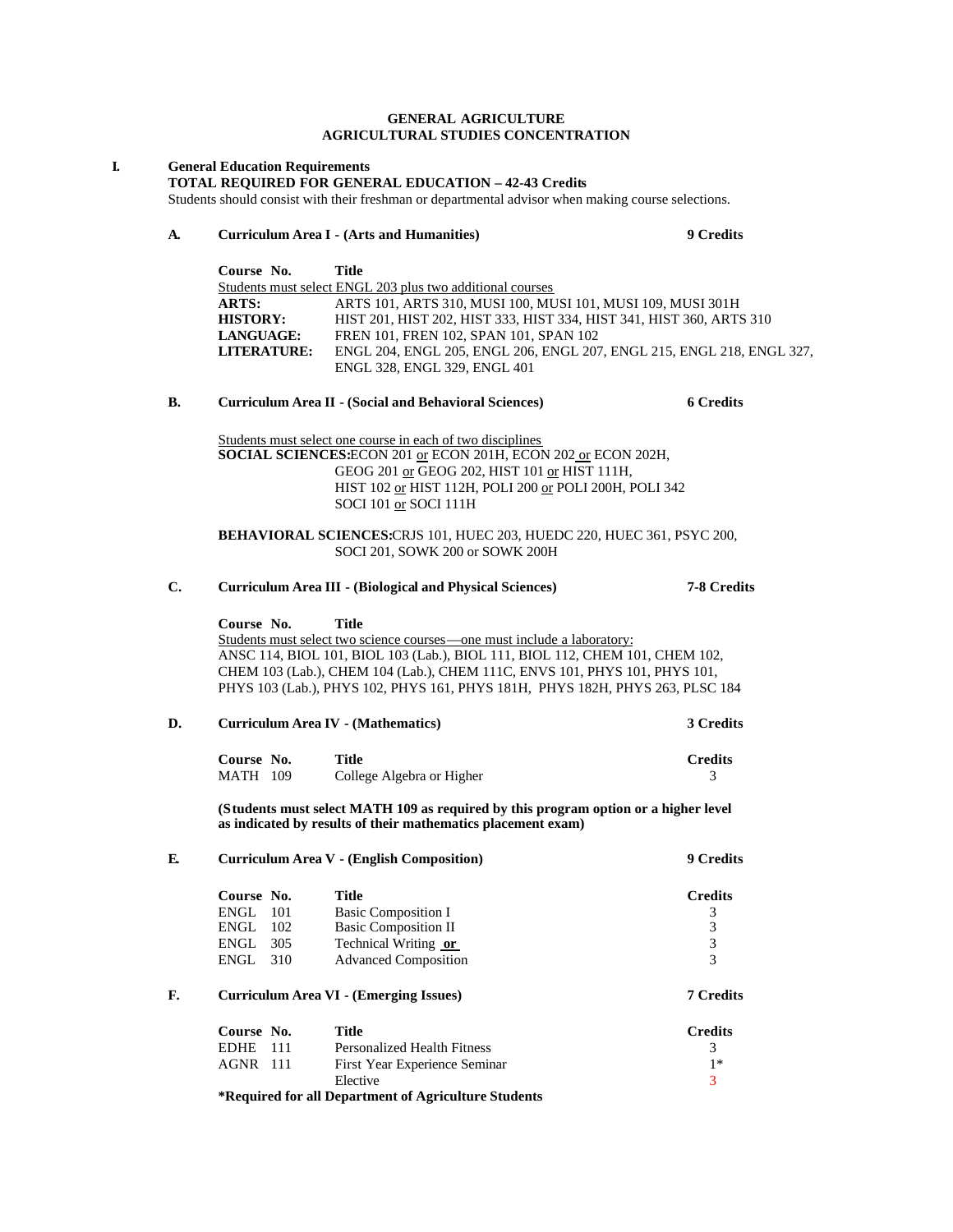# GENERAL AGRICULTURE
## AGRICULTURAL STUDIES CONCENTRATION

**I. General Education Requirements**
**TOTAL REQUIRED FOR GENERAL EDUCATION – 42-43 Credits**
Students should consist with their freshman or departmental advisor when making course selections.

### A. Curriculum Area I - (Arts and Humanities) — 9 Credits

**Course No.** — **Title**

Students must select ENGL 203 plus two additional courses

**ARTS:** ARTS 101, ARTS 310, MUSI 100, MUSI 101, MUSI 109, MUSI 301H
**HISTORY:** HIST 201, HIST 202, HIST 333, HIST 334, HIST 341, HIST 360, ARTS 310
**LANGUAGE:** FREN 101, FREN 102, SPAN 101, SPAN 102
**LITERATURE:** ENGL 204, ENGL 205, ENGL 206, ENGL 207, ENGL 215, ENGL 218, ENGL 327, ENGL 328, ENGL 329, ENGL 401

### B. Curriculum Area II - (Social and Behavioral Sciences) — 6 Credits

Students must select one course in each of two disciplines

**SOCIAL SCIENCES:** ECON 201 or ECON 201H, ECON 202 or ECON 202H, GEOG 201 or GEOG 202, HIST 101 or HIST 111H, HIST 102 or HIST 112H, POLI 200 or POLI 200H, POLI 342 SOCI 101 or SOCI 111H

**BEHAVIORAL SCIENCES:** CRJS 101, HUEC 203, HUEDC 220, HUEC 361, PSYC 200, SOCI 201, SOWK 200 or SOWK 200H

### C. Curriculum Area III - (Biological and Physical Sciences) — 7-8 Credits

**Course No.** — **Title**

Students must select two science courses—one must include a laboratory:
ANSC 114, BIOL 101, BIOL 103 (Lab.), BIOL 111, BIOL 112, CHEM 101, CHEM 102, CHEM 103 (Lab.), CHEM 104 (Lab.), CHEM 111C, ENVS 101, PHYS 101, PHYS 101, PHYS 103 (Lab.), PHYS 102, PHYS 161, PHYS 181H, PHYS 182H, PHYS 263, PLSC 184

### D. Curriculum Area IV - (Mathematics) — 3 Credits

| Course No. | Title | Credits |
|---|---|---|
| MATH 109 | College Algebra or Higher | 3 |

**(Students must select MATH 109 as required by this program option or a higher level as indicated by results of their mathematics placement exam)**

### E. Curriculum Area V - (English Composition) — 9 Credits

| Course No. | Title | Credits |
|---|---|---|
| ENGL 101 | Basic Composition I | 3 |
| ENGL 102 | Basic Composition II | 3 |
| ENGL 305 | Technical Writing **or** | 3 |
| ENGL 310 | Advanced Composition | 3 |

### F. Curriculum Area VI - (Emerging Issues) — 7 Credits

| Course No. | Title | Credits |
|---|---|---|
| EDHE 111 | Personalized Health Fitness | 3 |
| AGNR 111 | First Year Experience Seminar | 1* |
| | Elective | 3 |

***Required for all Department of Agriculture Students**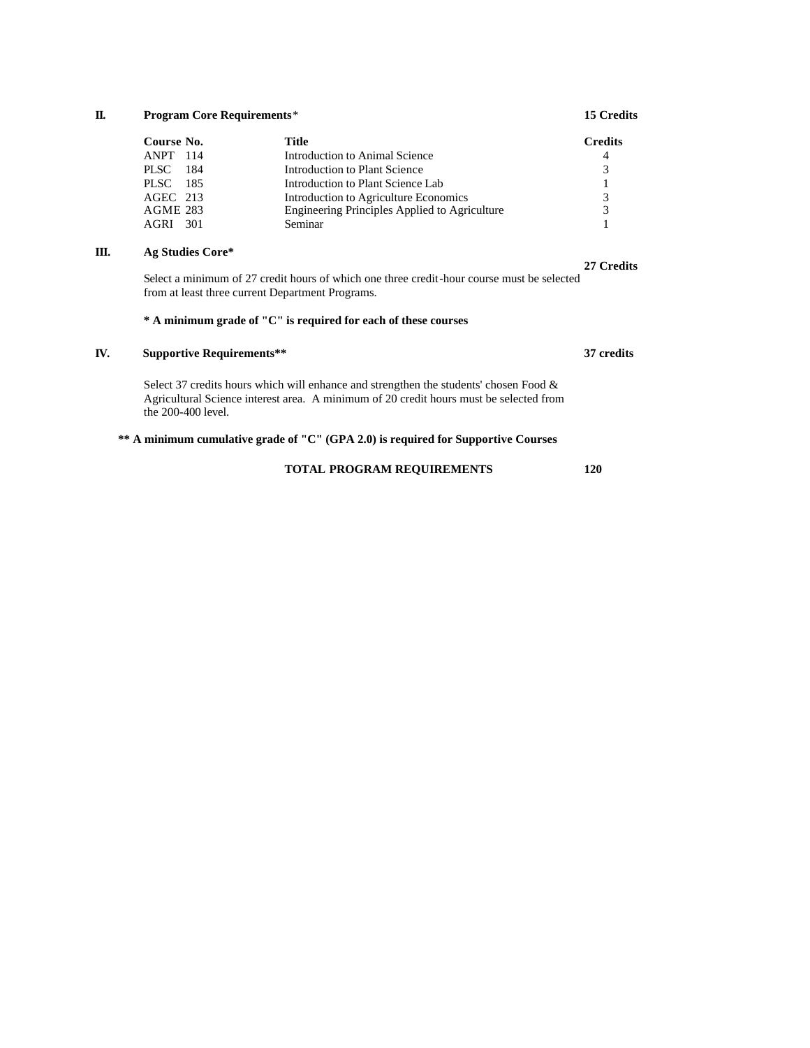## II. Program Core Requirements* — 15 Credits

| Course No. | Title | Credits |
|---|---|---|
| ANPT 114 | Introduction to Animal Science | 4 |
| PLSC 184 | Introduction to Plant Science | 3 |
| PLSC 185 | Introduction to Plant Science Lab | 1 |
| AGEC 213 | Introduction to Agriculture Economics | 3 |
| AGME 283 | Engineering Principles Applied to Agriculture | 3 |
| AGRI 301 | Seminar | 1 |

## III. Ag Studies Core* — 27 Credits

Select a minimum of 27 credit hours of which one three credit-hour course must be selected from at least three current Department Programs.

**\* A minimum grade of "C" is required for each of these courses**

## IV. Supportive Requirements** — 37 credits

Select 37 credits hours which will enhance and strengthen the students' chosen Food & Agricultural Science interest area. A minimum of 20 credit hours must be selected from the 200-400 level.

**** A minimum cumulative grade of "C" (GPA 2.0) is required for Supportive Courses**

**TOTAL PROGRAM REQUIREMENTS** — **120**